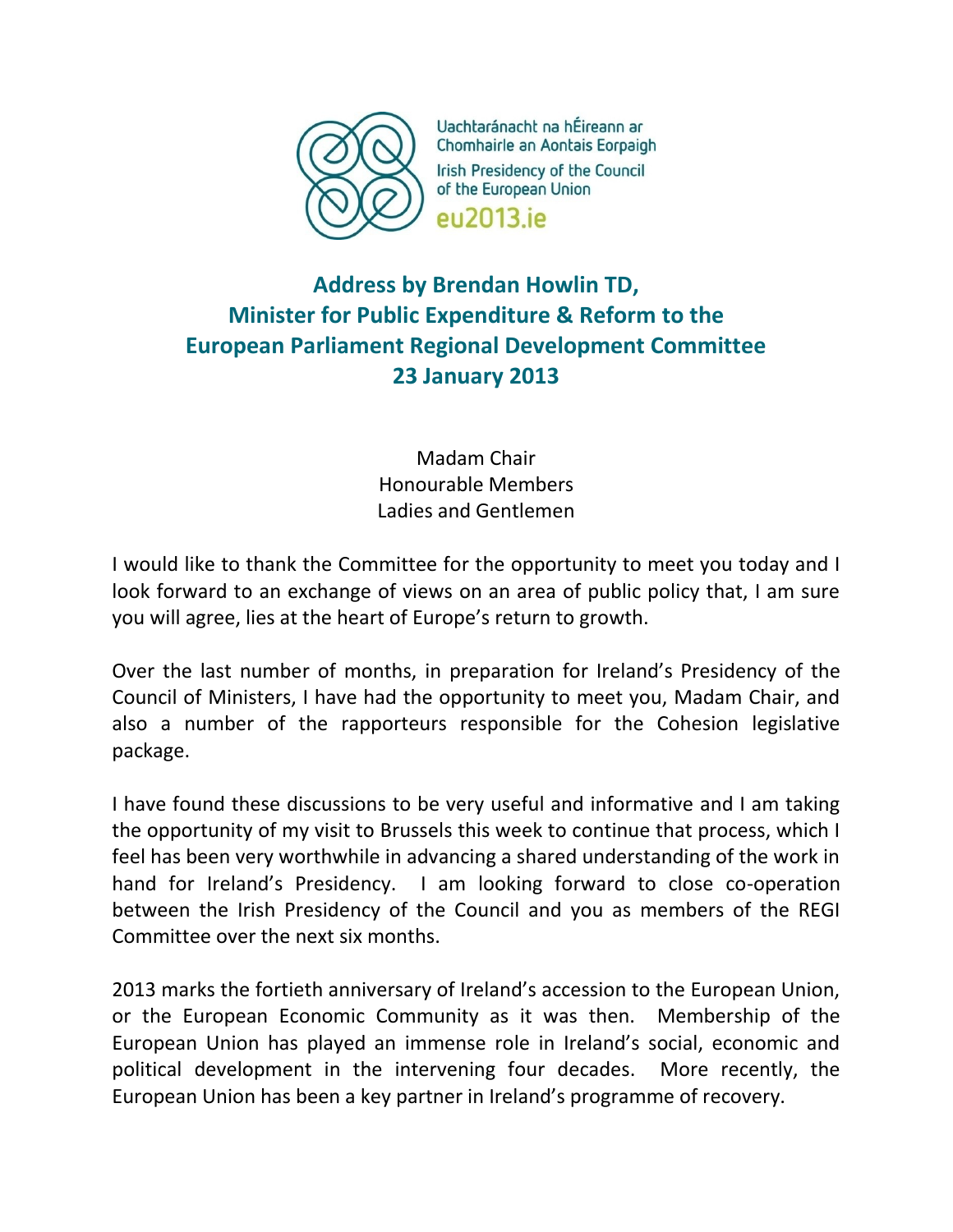Uachtaránacht na hÉireann ar Chomhairle an Aontais Eorpaigh
Irish Presidency of the Council of the European Union
eu2013.ie

# Address by Brendan Howlin TD, Minister for Public Expenditure & Reform to the European Parliament Regional Development Committee 23 January 2013

Madam Chair
Honourable Members
Ladies and Gentlemen

I would like to thank the Committee for the opportunity to meet you today and I look forward to an exchange of views on an area of public policy that, I am sure you will agree, lies at the heart of Europe's return to growth.

Over the last number of months, in preparation for Ireland's Presidency of the Council of Ministers, I have had the opportunity to meet you, Madam Chair, and also a number of the rapporteurs responsible for the Cohesion legislative package.

I have found these discussions to be very useful and informative and I am taking the opportunity of my visit to Brussels this week to continue that process, which I feel has been very worthwhile in advancing a shared understanding of the work in hand for Ireland's Presidency. I am looking forward to close co-operation between the Irish Presidency of the Council and you as members of the REGI Committee over the next six months.

2013 marks the fortieth anniversary of Ireland's accession to the European Union, or the European Economic Community as it was then. Membership of the European Union has played an immense role in Ireland's social, economic and political development in the intervening four decades. More recently, the European Union has been a key partner in Ireland's programme of recovery.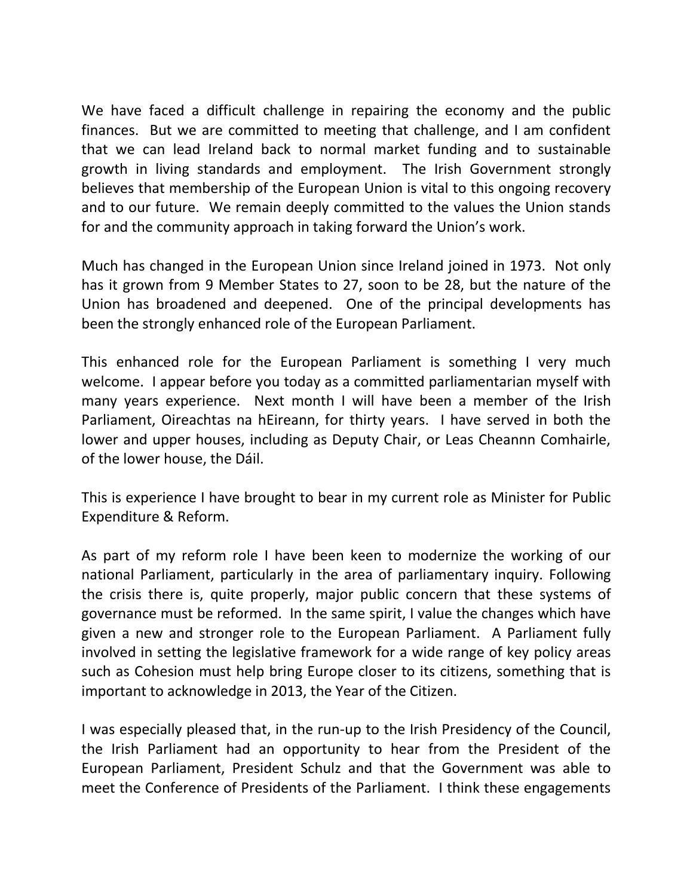We have faced a difficult challenge in repairing the economy and the public finances. But we are committed to meeting that challenge, and I am confident that we can lead Ireland back to normal market funding and to sustainable growth in living standards and employment. The Irish Government strongly believes that membership of the European Union is vital to this ongoing recovery and to our future. We remain deeply committed to the values the Union stands for and the community approach in taking forward the Union's work.

Much has changed in the European Union since Ireland joined in 1973. Not only has it grown from 9 Member States to 27, soon to be 28, but the nature of the Union has broadened and deepened. One of the principal developments has been the strongly enhanced role of the European Parliament.

This enhanced role for the European Parliament is something I very much welcome. I appear before you today as a committed parliamentarian myself with many years experience. Next month I will have been a member of the Irish Parliament, Oireachtas na hEireann, for thirty years. I have served in both the lower and upper houses, including as Deputy Chair, or Leas Cheannn Comhairle, of the lower house, the Dáil.

This is experience I have brought to bear in my current role as Minister for Public Expenditure & Reform.

As part of my reform role I have been keen to modernize the working of our national Parliament, particularly in the area of parliamentary inquiry. Following the crisis there is, quite properly, major public concern that these systems of governance must be reformed. In the same spirit, I value the changes which have given a new and stronger role to the European Parliament. A Parliament fully involved in setting the legislative framework for a wide range of key policy areas such as Cohesion must help bring Europe closer to its citizens, something that is important to acknowledge in 2013, the Year of the Citizen.

I was especially pleased that, in the run-up to the Irish Presidency of the Council, the Irish Parliament had an opportunity to hear from the President of the European Parliament, President Schulz and that the Government was able to meet the Conference of Presidents of the Parliament. I think these engagements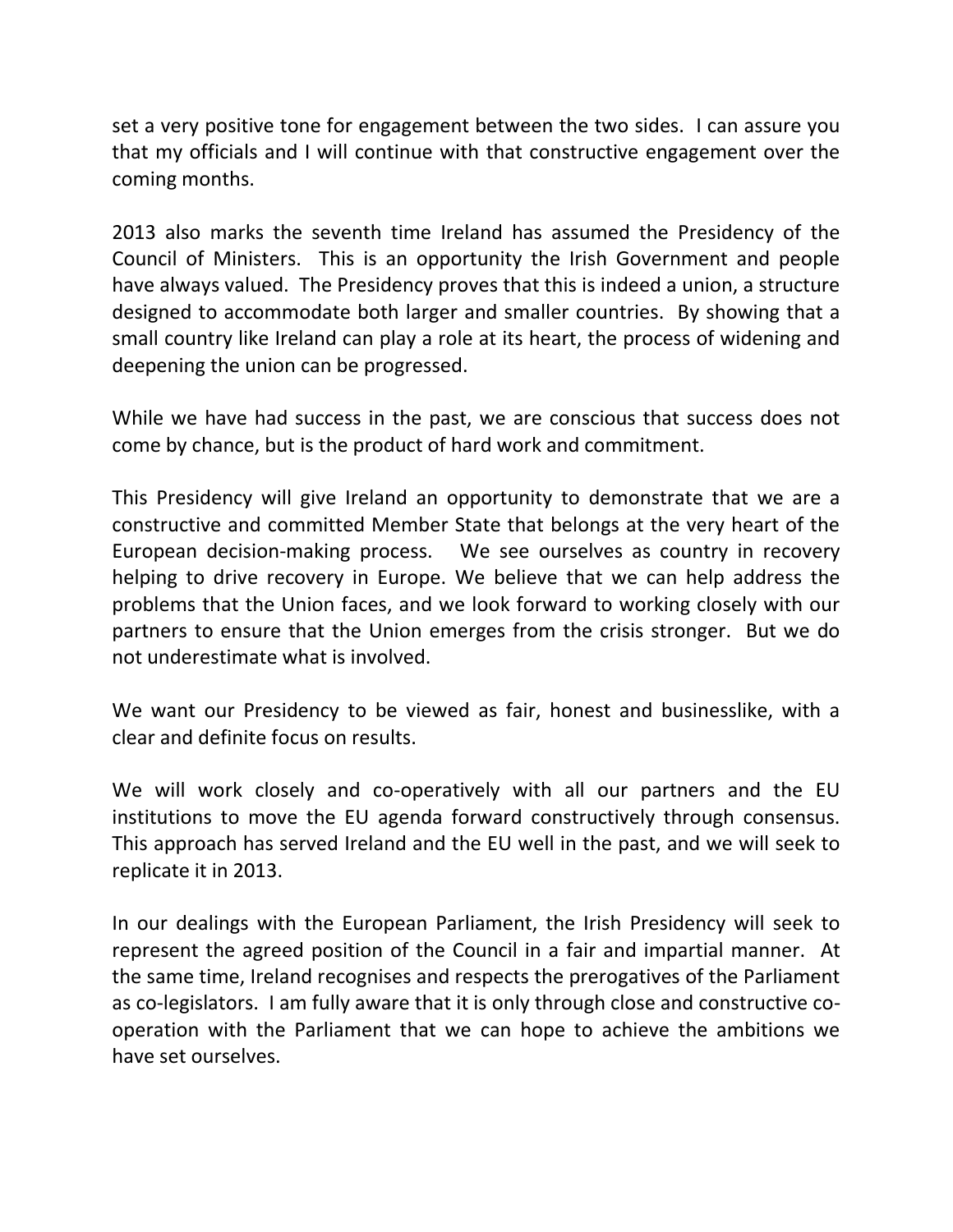set a very positive tone for engagement between the two sides. I can assure you that my officials and I will continue with that constructive engagement over the coming months.

2013 also marks the seventh time Ireland has assumed the Presidency of the Council of Ministers. This is an opportunity the Irish Government and people have always valued. The Presidency proves that this is indeed a union, a structure designed to accommodate both larger and smaller countries. By showing that a small country like Ireland can play a role at its heart, the process of widening and deepening the union can be progressed.

While we have had success in the past, we are conscious that success does not come by chance, but is the product of hard work and commitment.

This Presidency will give Ireland an opportunity to demonstrate that we are a constructive and committed Member State that belongs at the very heart of the European decision-making process. We see ourselves as country in recovery helping to drive recovery in Europe. We believe that we can help address the problems that the Union faces, and we look forward to working closely with our partners to ensure that the Union emerges from the crisis stronger. But we do not underestimate what is involved.

We want our Presidency to be viewed as fair, honest and businesslike, with a clear and definite focus on results.

We will work closely and co-operatively with all our partners and the EU institutions to move the EU agenda forward constructively through consensus. This approach has served Ireland and the EU well in the past, and we will seek to replicate it in 2013.

In our dealings with the European Parliament, the Irish Presidency will seek to represent the agreed position of the Council in a fair and impartial manner. At the same time, Ireland recognises and respects the prerogatives of the Parliament as co-legislators. I am fully aware that it is only through close and constructive co-operation with the Parliament that we can hope to achieve the ambitions we have set ourselves.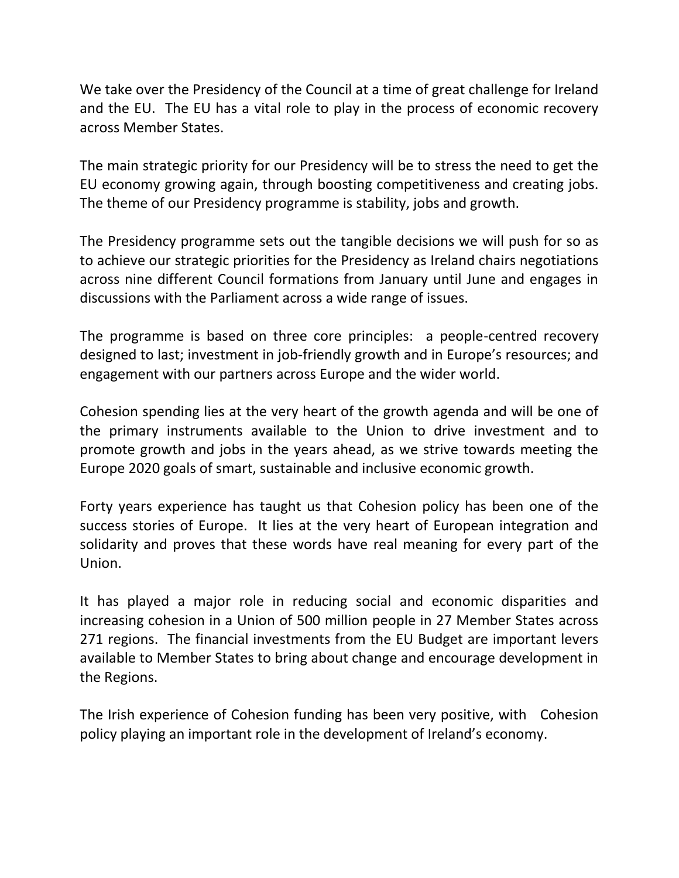We take over the Presidency of the Council at a time of great challenge for Ireland and the EU. The EU has a vital role to play in the process of economic recovery across Member States.

The main strategic priority for our Presidency will be to stress the need to get the EU economy growing again, through boosting competitiveness and creating jobs. The theme of our Presidency programme is stability, jobs and growth.

The Presidency programme sets out the tangible decisions we will push for so as to achieve our strategic priorities for the Presidency as Ireland chairs negotiations across nine different Council formations from January until June and engages in discussions with the Parliament across a wide range of issues.

The programme is based on three core principles: a people-centred recovery designed to last; investment in job-friendly growth and in Europe's resources; and engagement with our partners across Europe and the wider world.

Cohesion spending lies at the very heart of the growth agenda and will be one of the primary instruments available to the Union to drive investment and to promote growth and jobs in the years ahead, as we strive towards meeting the Europe 2020 goals of smart, sustainable and inclusive economic growth.

Forty years experience has taught us that Cohesion policy has been one of the success stories of Europe. It lies at the very heart of European integration and solidarity and proves that these words have real meaning for every part of the Union.

It has played a major role in reducing social and economic disparities and increasing cohesion in a Union of 500 million people in 27 Member States across 271 regions. The financial investments from the EU Budget are important levers available to Member States to bring about change and encourage development in the Regions.

The Irish experience of Cohesion funding has been very positive, with Cohesion policy playing an important role in the development of Ireland's economy.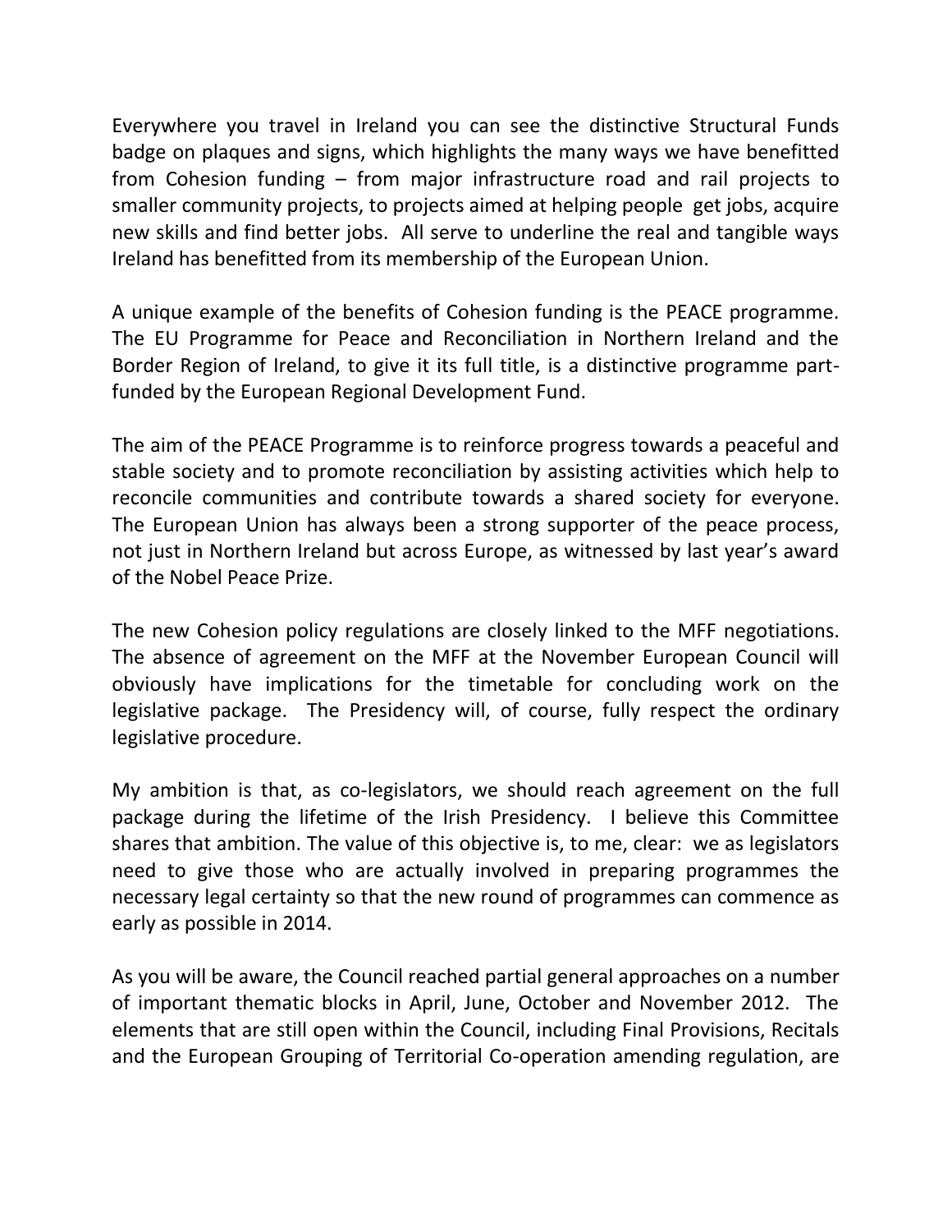Everywhere you travel in Ireland you can see the distinctive Structural Funds badge on plaques and signs, which highlights the many ways we have benefitted from Cohesion funding – from major infrastructure road and rail projects to smaller community projects, to projects aimed at helping people get jobs, acquire new skills and find better jobs. All serve to underline the real and tangible ways Ireland has benefitted from its membership of the European Union.

A unique example of the benefits of Cohesion funding is the PEACE programme. The EU Programme for Peace and Reconciliation in Northern Ireland and the Border Region of Ireland, to give it its full title, is a distinctive programme part-funded by the European Regional Development Fund.

The aim of the PEACE Programme is to reinforce progress towards a peaceful and stable society and to promote reconciliation by assisting activities which help to reconcile communities and contribute towards a shared society for everyone. The European Union has always been a strong supporter of the peace process, not just in Northern Ireland but across Europe, as witnessed by last year's award of the Nobel Peace Prize.

The new Cohesion policy regulations are closely linked to the MFF negotiations. The absence of agreement on the MFF at the November European Council will obviously have implications for the timetable for concluding work on the legislative package. The Presidency will, of course, fully respect the ordinary legislative procedure.

My ambition is that, as co-legislators, we should reach agreement on the full package during the lifetime of the Irish Presidency. I believe this Committee shares that ambition. The value of this objective is, to me, clear: we as legislators need to give those who are actually involved in preparing programmes the necessary legal certainty so that the new round of programmes can commence as early as possible in 2014.

As you will be aware, the Council reached partial general approaches on a number of important thematic blocks in April, June, October and November 2012. The elements that are still open within the Council, including Final Provisions, Recitals and the European Grouping of Territorial Co-operation amending regulation, are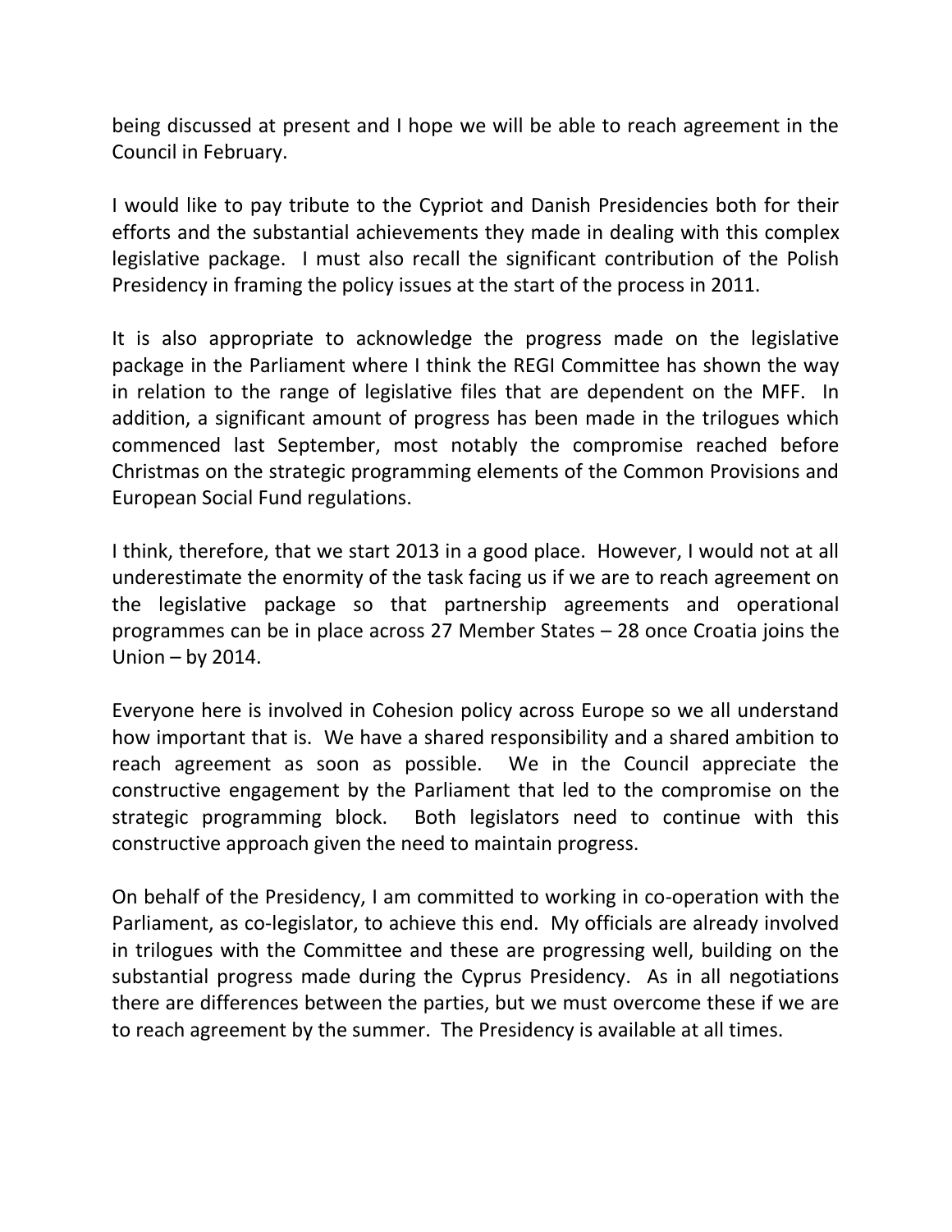being discussed at present and I hope we will be able to reach agreement in the Council in February.

I would like to pay tribute to the Cypriot and Danish Presidencies both for their efforts and the substantial achievements they made in dealing with this complex legislative package. I must also recall the significant contribution of the Polish Presidency in framing the policy issues at the start of the process in 2011.

It is also appropriate to acknowledge the progress made on the legislative package in the Parliament where I think the REGI Committee has shown the way in relation to the range of legislative files that are dependent on the MFF. In addition, a significant amount of progress has been made in the trilogues which commenced last September, most notably the compromise reached before Christmas on the strategic programming elements of the Common Provisions and European Social Fund regulations.

I think, therefore, that we start 2013 in a good place. However, I would not at all underestimate the enormity of the task facing us if we are to reach agreement on the legislative package so that partnership agreements and operational programmes can be in place across 27 Member States – 28 once Croatia joins the Union – by 2014.

Everyone here is involved in Cohesion policy across Europe so we all understand how important that is. We have a shared responsibility and a shared ambition to reach agreement as soon as possible. We in the Council appreciate the constructive engagement by the Parliament that led to the compromise on the strategic programming block. Both legislators need to continue with this constructive approach given the need to maintain progress.

On behalf of the Presidency, I am committed to working in co-operation with the Parliament, as co-legislator, to achieve this end. My officials are already involved in trilogues with the Committee and these are progressing well, building on the substantial progress made during the Cyprus Presidency. As in all negotiations there are differences between the parties, but we must overcome these if we are to reach agreement by the summer. The Presidency is available at all times.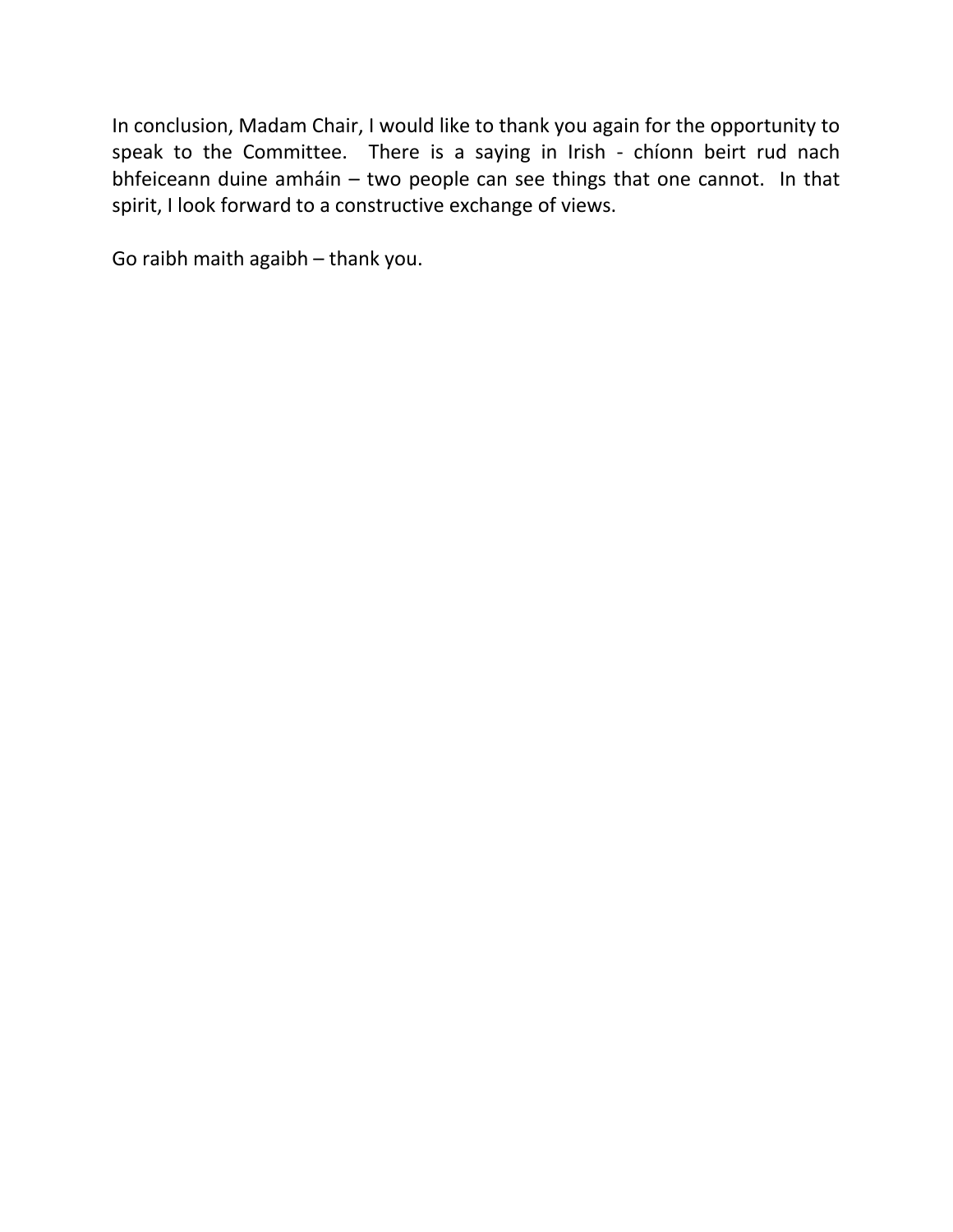In conclusion, Madam Chair, I would like to thank you again for the opportunity to speak to the Committee. There is a saying in Irish - chíonn beirt rud nach bhfeiceann duine amháin – two people can see things that one cannot. In that spirit, I look forward to a constructive exchange of views.

Go raibh maith agaibh – thank you.